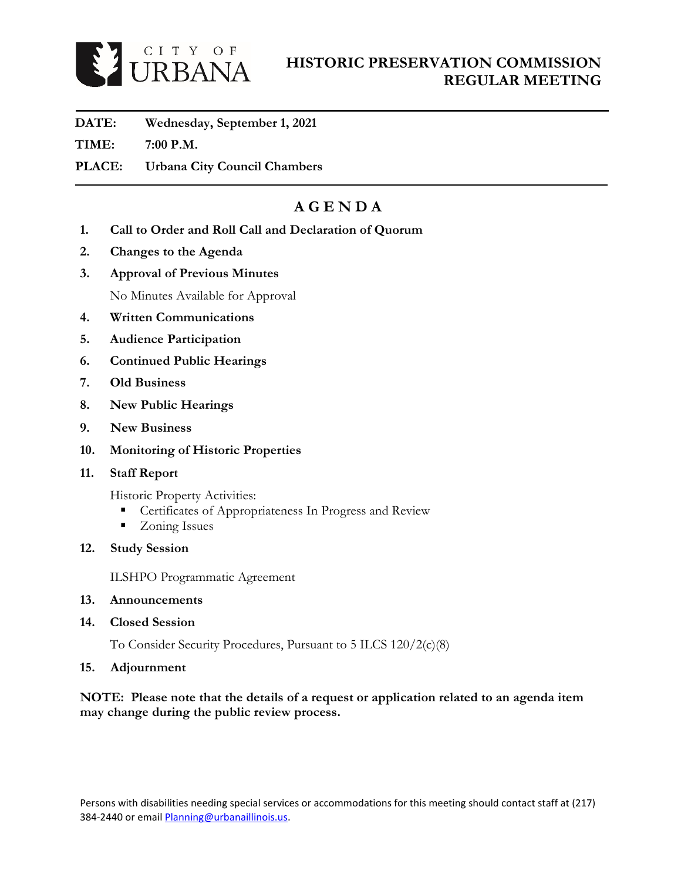CITY OF URBANA

# HISTORIC PRESERVATION COMMISSION REGULAR MEETING

**DATE:** **Wednesday, September 1, 2021**

**TIME:** **7:00 P.M.**

**PLACE:** **Urbana City Council Chambers**

---

## A G E N D A

1. **Call to Order and Roll Call and Declaration of Quorum**
2. **Changes to the Agenda**
3. **Approval of Previous Minutes**

   No Minutes Available for Approval

4. **Written Communications**
5. **Audience Participation**
6. **Continued Public Hearings**
7. **Old Business**
8. **New Public Hearings**
9. **New Business**
10. **Monitoring of Historic Properties**
11. **Staff Report**

    Historic Property Activities:
    - Certificates of Appropriateness In Progress and Review
    - Zoning Issues

12. **Study Session**

    ILSHPO Programmatic Agreement

13. **Announcements**
14. **Closed Session**

    To Consider Security Procedures, Pursuant to 5 ILCS 120/2(c)(8)

15. **Adjournment**

**NOTE: Please note that the details of a request or application related to an agenda item may change during the public review process.**

Persons with disabilities needing special services or accommodations for this meeting should contact staff at (217) 384-2440 or email Planning@urbanaillinois.us.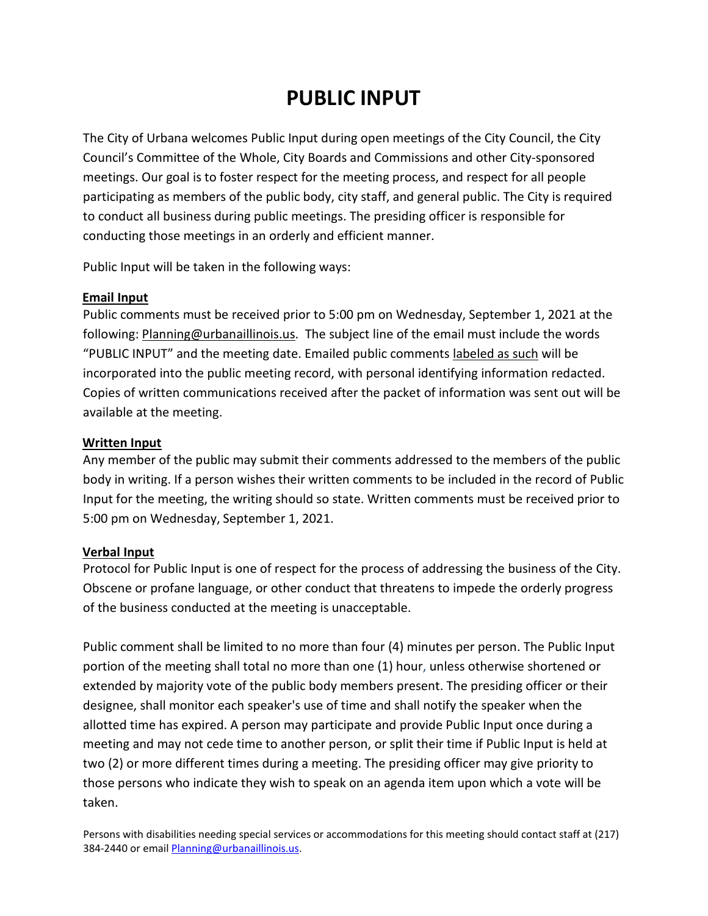# PUBLIC INPUT

The City of Urbana welcomes Public Input during open meetings of the City Council, the City Council's Committee of the Whole, City Boards and Commissions and other City-sponsored meetings. Our goal is to foster respect for the meeting process, and respect for all people participating as members of the public body, city staff, and general public. The City is required to conduct all business during public meetings. The presiding officer is responsible for conducting those meetings in an orderly and efficient manner.

Public Input will be taken in the following ways:

**Email Input**

Public comments must be received prior to 5:00 pm on Wednesday, September 1, 2021 at the following: Planning@urbanaillinois.us. The subject line of the email must include the words "PUBLIC INPUT" and the meeting date. Emailed public comments labeled as such will be incorporated into the public meeting record, with personal identifying information redacted. Copies of written communications received after the packet of information was sent out will be available at the meeting.

**Written Input**

Any member of the public may submit their comments addressed to the members of the public body in writing. If a person wishes their written comments to be included in the record of Public Input for the meeting, the writing should so state. Written comments must be received prior to 5:00 pm on Wednesday, September 1, 2021.

**Verbal Input**

Protocol for Public Input is one of respect for the process of addressing the business of the City. Obscene or profane language, or other conduct that threatens to impede the orderly progress of the business conducted at the meeting is unacceptable.

Public comment shall be limited to no more than four (4) minutes per person. The Public Input portion of the meeting shall total no more than one (1) hour, unless otherwise shortened or extended by majority vote of the public body members present. The presiding officer or their designee, shall monitor each speaker's use of time and shall notify the speaker when the allotted time has expired. A person may participate and provide Public Input once during a meeting and may not cede time to another person, or split their time if Public Input is held at two (2) or more different times during a meeting. The presiding officer may give priority to those persons who indicate they wish to speak on an agenda item upon which a vote will be taken.

Persons with disabilities needing special services or accommodations for this meeting should contact staff at (217) 384-2440 or email Planning@urbanaillinois.us.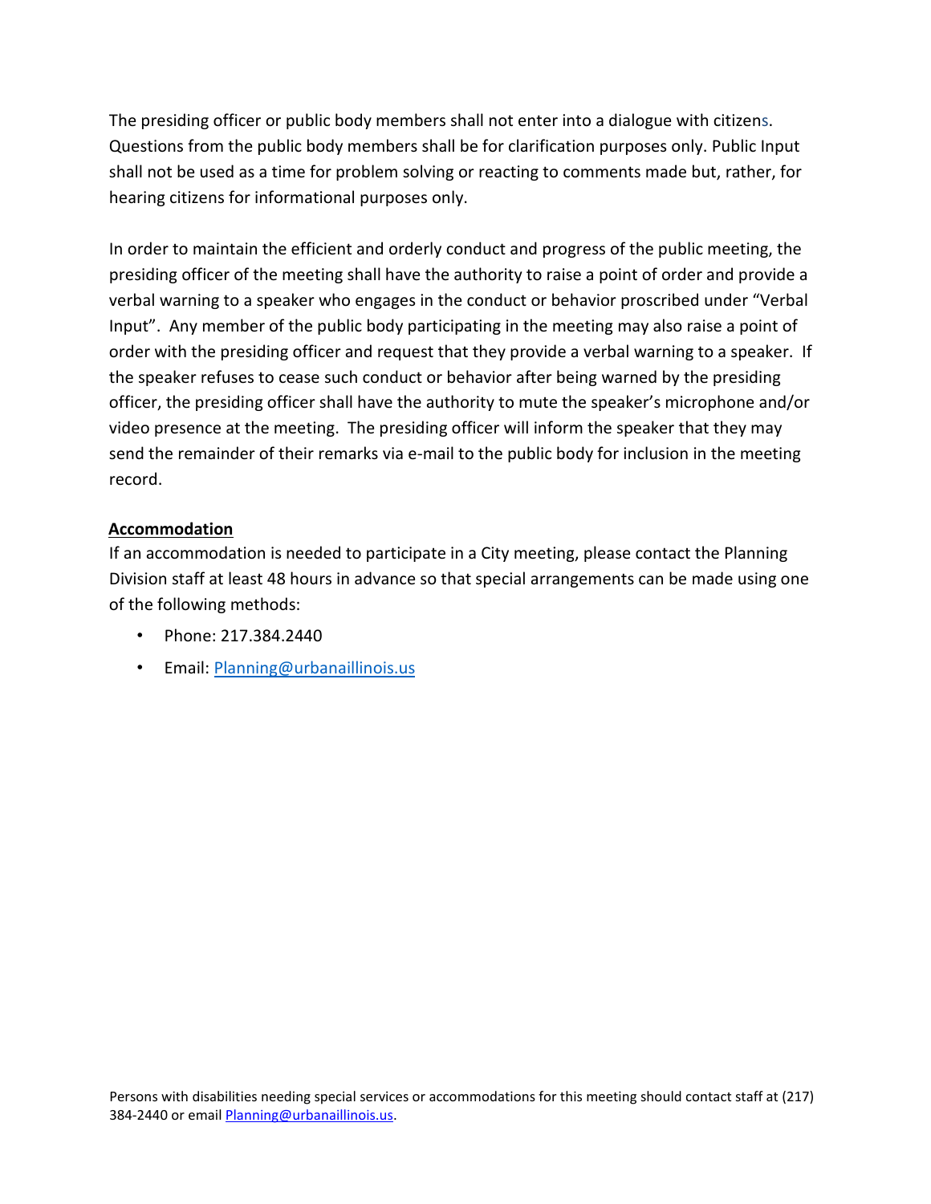The presiding officer or public body members shall not enter into a dialogue with citizens. Questions from the public body members shall be for clarification purposes only. Public Input shall not be used as a time for problem solving or reacting to comments made but, rather, for hearing citizens for informational purposes only.

In order to maintain the efficient and orderly conduct and progress of the public meeting, the presiding officer of the meeting shall have the authority to raise a point of order and provide a verbal warning to a speaker who engages in the conduct or behavior proscribed under "Verbal Input". Any member of the public body participating in the meeting may also raise a point of order with the presiding officer and request that they provide a verbal warning to a speaker. If the speaker refuses to cease such conduct or behavior after being warned by the presiding officer, the presiding officer shall have the authority to mute the speaker's microphone and/or video presence at the meeting. The presiding officer will inform the speaker that they may send the remainder of their remarks via e-mail to the public body for inclusion in the meeting record.

**Accommodation**

If an accommodation is needed to participate in a City meeting, please contact the Planning Division staff at least 48 hours in advance so that special arrangements can be made using one of the following methods:

- Phone: 217.384.2440
- Email: [Planning@urbanaillinois.us](mailto:Planning@urbanaillinois.us)

Persons with disabilities needing special services or accommodations for this meeting should contact staff at (217) 384-2440 or email [Planning@urbanaillinois.us](mailto:Planning@urbanaillinois.us).